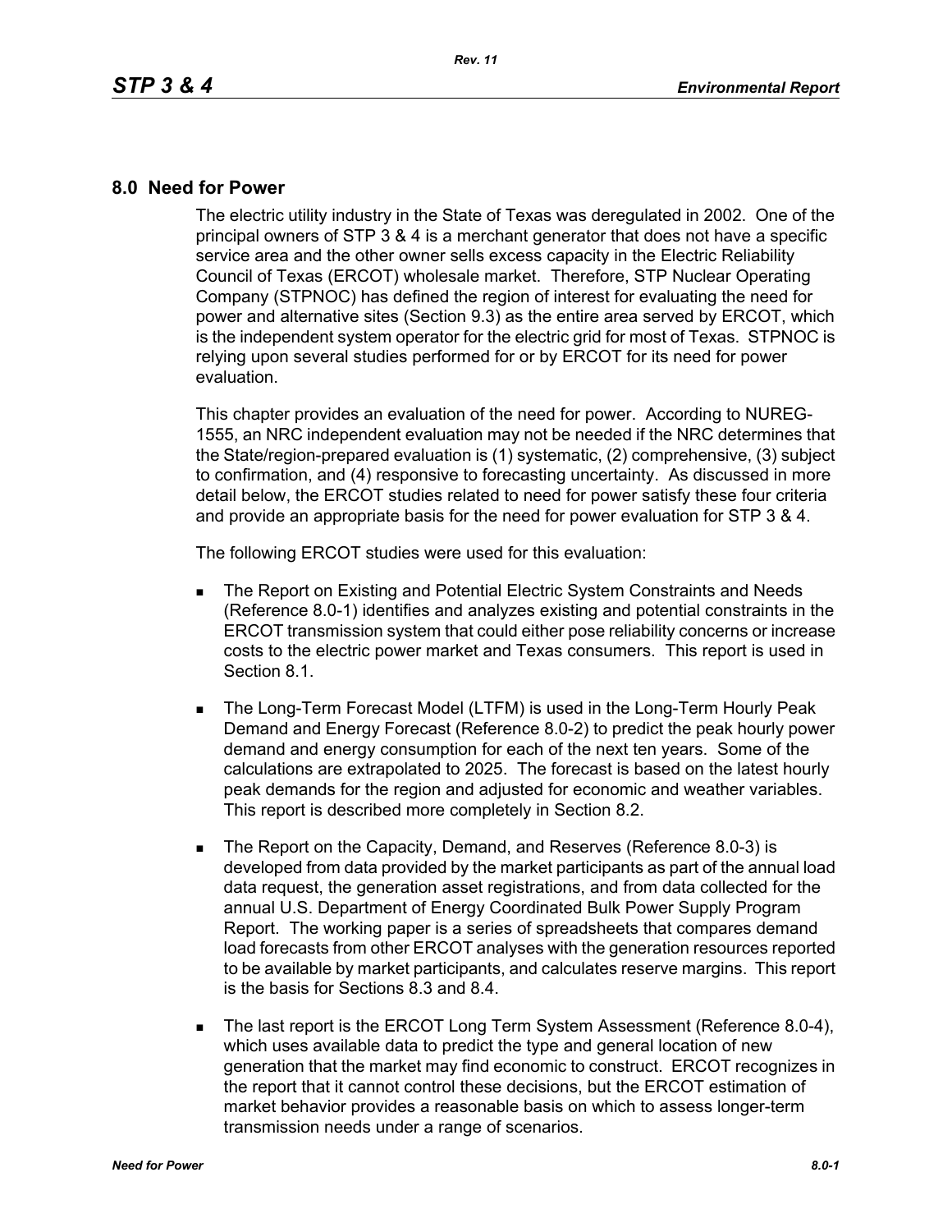## 8.0 Need for Power

The electric utility industry in the State of Texas was deregulated in 2002. One of the principal owners of STP 3 & 4 is a merchant generator that does not have a specific service area and the other owner sells excess capacity in the Electric Reliability Council of Texas (ERCOT) wholesale market. Therefore, STP Nuclear Operating Company (STPNOC) has defined the region of interest for evaluating the need for power and alternative sites (Section 9.3) as the entire area served by ERCOT, which is the independent system operator for the electric grid for most of Texas. STPNOC is relying upon several studies performed for or by ERCOT for its need for power evaluation.

This chapter provides an evaluation of the need for power. According to NUREG-1555, an NRC independent evaluation may not be needed if the NRC determines that the State/region-prepared evaluation is (1) systematic, (2) comprehensive, (3) subject to confirmation, and (4) responsive to forecasting uncertainty. As discussed in more detail below, the ERCOT studies related to need for power satisfy these four criteria and provide an appropriate basis for the need for power evaluation for STP 3 & 4.

The following ERCOT studies were used for this evaluation:

- The Report on Existing and Potential Electric System Constraints and Needs (Reference 8.0-1) identifies and analyzes existing and potential constraints in the ERCOT transmission system that could either pose reliability concerns or increase costs to the electric power market and Texas consumers. This report is used in Section 8.1.
- The Long-Term Forecast Model (LTFM) is used in the Long-Term Hourly Peak Demand and Energy Forecast (Reference 8.0-2) to predict the peak hourly power demand and energy consumption for each of the next ten years. Some of the calculations are extrapolated to 2025. The forecast is based on the latest hourly peak demands for the region and adjusted for economic and weather variables. This report is described more completely in Section 8.2.
- The Report on the Capacity, Demand, and Reserves (Reference 8.0-3) is developed from data provided by the market participants as part of the annual load data request, the generation asset registrations, and from data collected for the annual U.S. Department of Energy Coordinated Bulk Power Supply Program Report. The working paper is a series of spreadsheets that compares demand load forecasts from other ERCOT analyses with the generation resources reported to be available by market participants, and calculates reserve margins. This report is the basis for Sections 8.3 and 8.4.
- The last report is the ERCOT Long Term System Assessment (Reference 8.0-4), which uses available data to predict the type and general location of new generation that the market may find economic to construct. ERCOT recognizes in the report that it cannot control these decisions, but the ERCOT estimation of market behavior provides a reasonable basis on which to assess longer-term transmission needs under a range of scenarios.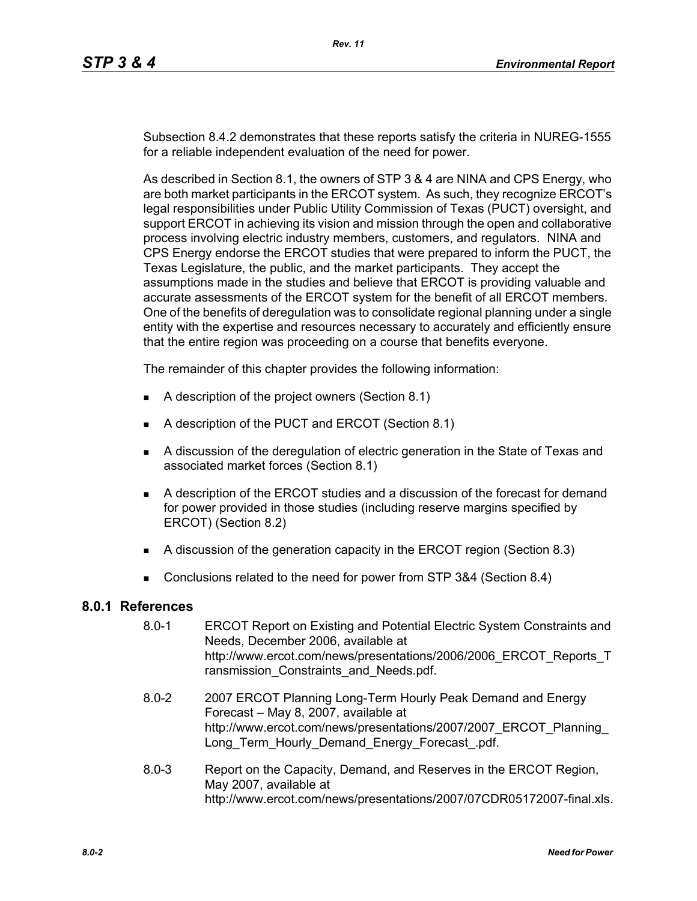Subsection 8.4.2 demonstrates that these reports satisfy the criteria in NUREG-1555 for a reliable independent evaluation of the need for power.

As described in Section 8.1, the owners of STP 3 & 4 are NINA and CPS Energy, who are both market participants in the ERCOT system. As such, they recognize ERCOT's legal responsibilities under Public Utility Commission of Texas (PUCT) oversight, and support ERCOT in achieving its vision and mission through the open and collaborative process involving electric industry members, customers, and regulators. NINA and CPS Energy endorse the ERCOT studies that were prepared to inform the PUCT, the Texas Legislature, the public, and the market participants. They accept the assumptions made in the studies and believe that ERCOT is providing valuable and accurate assessments of the ERCOT system for the benefit of all ERCOT members. One of the benefits of deregulation was to consolidate regional planning under a single entity with the expertise and resources necessary to accurately and efficiently ensure that the entire region was proceeding on a course that benefits everyone.

The remainder of this chapter provides the following information:

- A description of the project owners (Section 8.1)
- A description of the PUCT and ERCOT (Section 8.1)
- A discussion of the deregulation of electric generation in the State of Texas and associated market forces (Section 8.1)
- A description of the ERCOT studies and a discussion of the forecast for demand for power provided in those studies (including reserve margins specified by ERCOT) (Section 8.2)
- A discussion of the generation capacity in the ERCOT region (Section 8.3)
- Conclusions related to the need for power from STP 3&4 (Section 8.4)

### 8.0.1 References

8.0-1 ERCOT Report on Existing and Potential Electric System Constraints and Needs, December 2006, available at http://www.ercot.com/news/presentations/2006/2006_ERCOT_Reports_Transmission_Constraints_and_Needs.pdf.

8.0-2 2007 ERCOT Planning Long-Term Hourly Peak Demand and Energy Forecast – May 8, 2007, available at http://www.ercot.com/news/presentations/2007/2007_ERCOT_Planning_Long_Term_Hourly_Demand_Energy_Forecast_.pdf.

8.0-3 Report on the Capacity, Demand, and Reserves in the ERCOT Region, May 2007, available at http://www.ercot.com/news/presentations/2007/07CDR05172007-final.xls.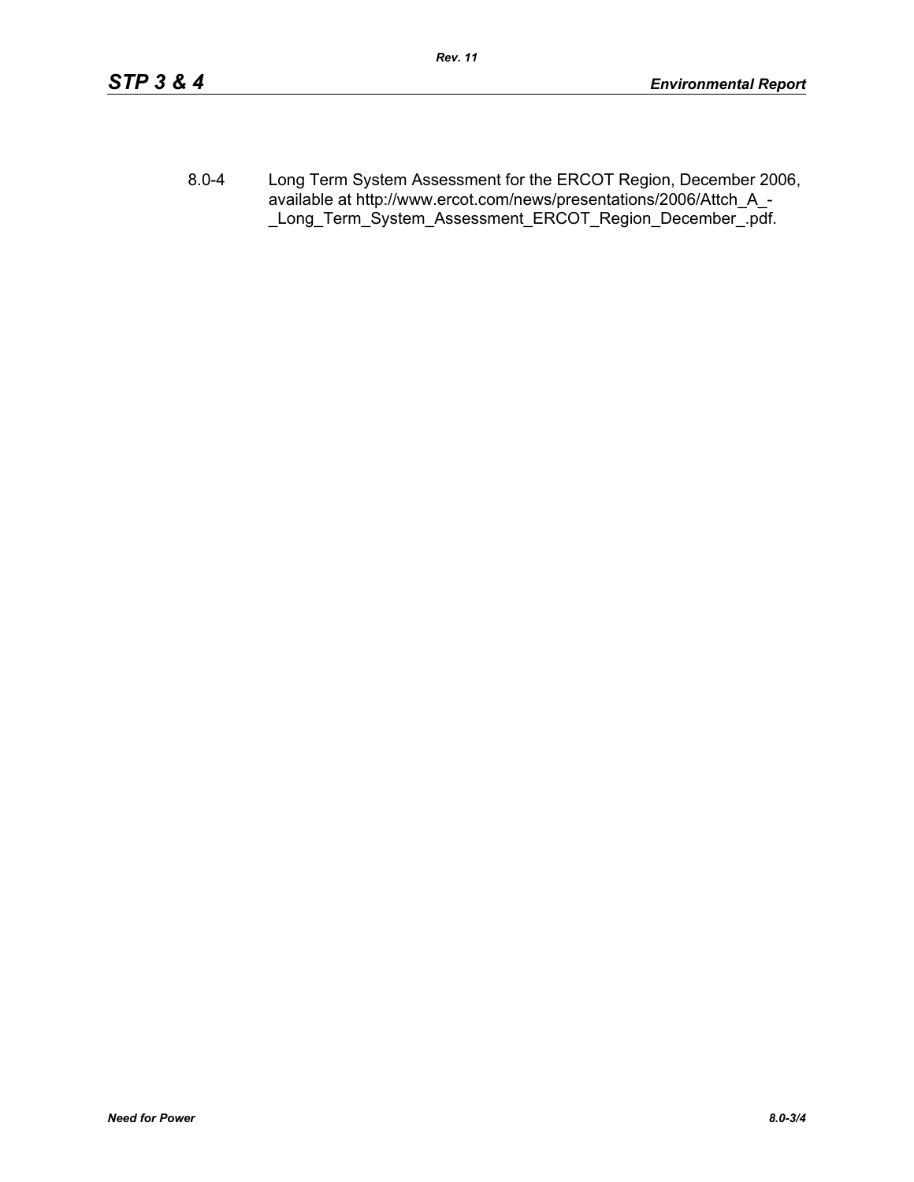8.0-4 Long Term System Assessment for the ERCOT Region, December 2006, available at http://www.ercot.com/news/presentations/2006/Attch_A_-_Long_Term_System_Assessment_ERCOT_Region_December_.pdf.